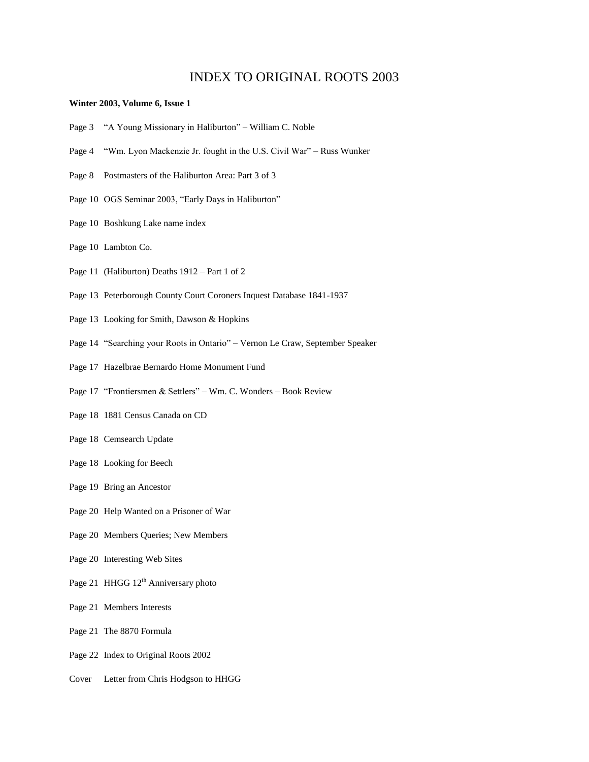# INDEX TO ORIGINAL ROOTS 2003

**Winter 2003, Volume 6, Issue 1**

Page 3 "A Young Missionary in Haliburton" – William C. Noble

Page 4 "Wm. Lyon Mackenzie Jr. fought in the U.S. Civil War" – Russ Wunker

Page 8 Postmasters of the Haliburton Area: Part 3 of 3

Page 10 OGS Seminar 2003, "Early Days in Haliburton"

Page 10 Boshkung Lake name index

Page 10 Lambton Co.

Page 11 (Haliburton) Deaths 1912 – Part 1 of 2

Page 13 Peterborough County Court Coroners Inquest Database 1841-1937

Page 13 Looking for Smith, Dawson & Hopkins

Page 14 "Searching your Roots in Ontario" – Vernon Le Craw, September Speaker

Page 17 Hazelbrae Bernardo Home Monument Fund

Page 17 "Frontiersmen & Settlers" – Wm. C. Wonders – Book Review

Page 18 1881 Census Canada on CD

Page 18 Cemsearch Update

Page 18 Looking for Beech

Page 19 Bring an Ancestor

Page 20 Help Wanted on a Prisoner of War

Page 20 Members Queries; New Members

Page 20 Interesting Web Sites

Page 21 HHGG 12th Anniversary photo

Page 21 Members Interests

Page 21 The 8870 Formula

Page 22 Index to Original Roots 2002

Cover Letter from Chris Hodgson to HHGG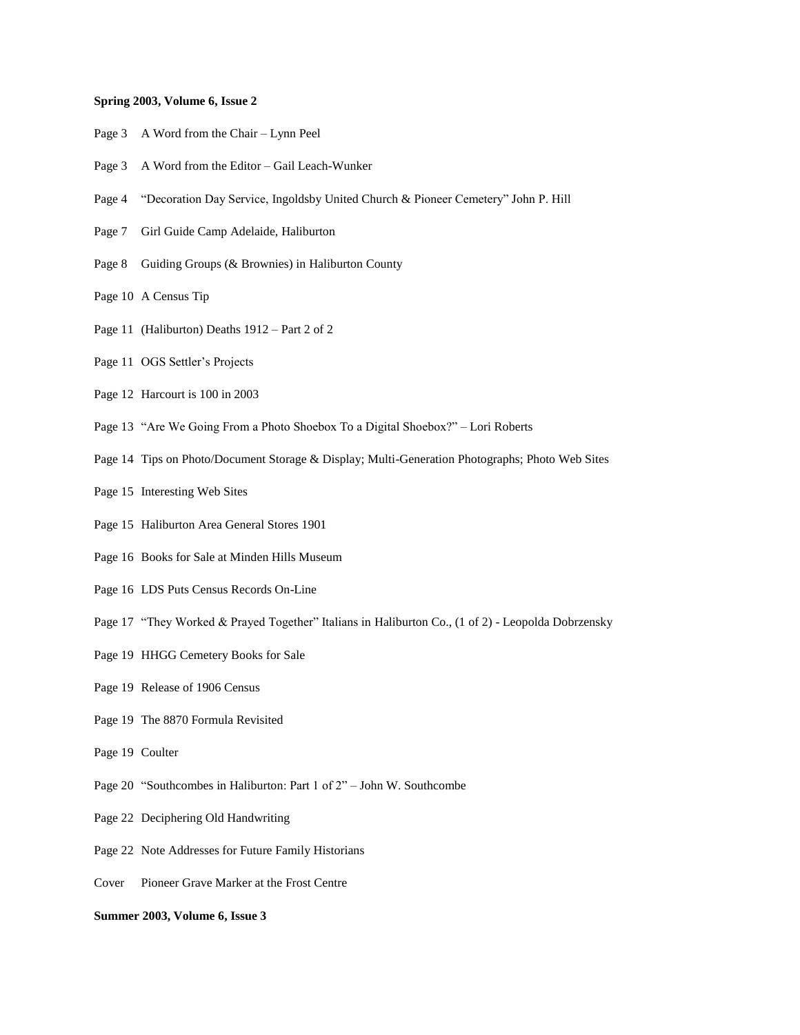**Spring 2003, Volume 6, Issue 2**

Page 3 A Word from the Chair – Lynn Peel

Page 3 A Word from the Editor – Gail Leach-Wunker

Page 4 "Decoration Day Service, Ingoldsby United Church & Pioneer Cemetery" John P. Hill

Page 7 Girl Guide Camp Adelaide, Haliburton

Page 8 Guiding Groups (& Brownies) in Haliburton County

Page 10 A Census Tip

Page 11 (Haliburton) Deaths 1912 – Part 2 of 2

Page 11 OGS Settler's Projects

Page 12 Harcourt is 100 in 2003

Page 13 "Are We Going From a Photo Shoebox To a Digital Shoebox?" – Lori Roberts

Page 14 Tips on Photo/Document Storage & Display; Multi-Generation Photographs; Photo Web Sites

Page 15 Interesting Web Sites

Page 15 Haliburton Area General Stores 1901

Page 16 Books for Sale at Minden Hills Museum

Page 16 LDS Puts Census Records On-Line

Page 17 "They Worked & Prayed Together" Italians in Haliburton Co., (1 of 2) - Leopolda Dobrzensky

Page 19 HHGG Cemetery Books for Sale

Page 19 Release of 1906 Census

Page 19 The 8870 Formula Revisited

Page 19 Coulter

Page 20 "Southcombes in Haliburton: Part 1 of 2" – John W. Southcombe

Page 22 Deciphering Old Handwriting

Page 22 Note Addresses for Future Family Historians

Cover Pioneer Grave Marker at the Frost Centre

**Summer 2003, Volume 6, Issue 3**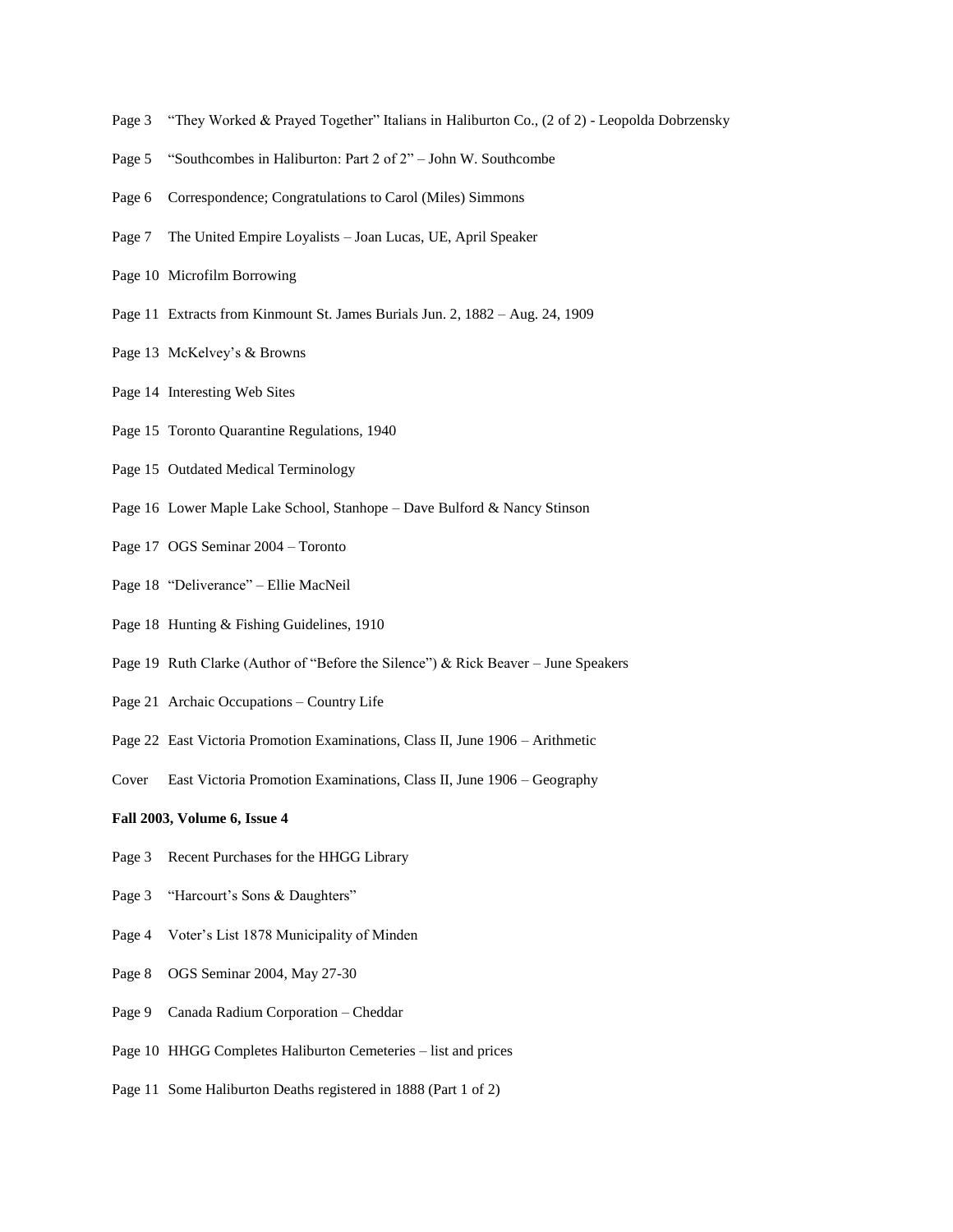Page 3 "They Worked & Prayed Together" Italians in Haliburton Co., (2 of 2) - Leopolda Dobrzensky

Page 5 "Southcombes in Haliburton: Part 2 of 2" – John W. Southcombe

Page 6 Correspondence; Congratulations to Carol (Miles) Simmons

Page 7 The United Empire Loyalists – Joan Lucas, UE, April Speaker

Page 10 Microfilm Borrowing

Page 11 Extracts from Kinmount St. James Burials Jun. 2, 1882 – Aug. 24, 1909

Page 13 McKelvey's & Browns

Page 14 Interesting Web Sites

Page 15 Toronto Quarantine Regulations, 1940

Page 15 Outdated Medical Terminology

Page 16 Lower Maple Lake School, Stanhope – Dave Bulford & Nancy Stinson

Page 17 OGS Seminar 2004 – Toronto

Page 18 "Deliverance" – Ellie MacNeil

Page 18 Hunting & Fishing Guidelines, 1910

Page 19 Ruth Clarke (Author of "Before the Silence") & Rick Beaver – June Speakers

Page 21 Archaic Occupations – Country Life

Page 22 East Victoria Promotion Examinations, Class II, June 1906 – Arithmetic

Cover East Victoria Promotion Examinations, Class II, June 1906 – Geography

**Fall 2003, Volume 6, Issue 4**

Page 3 Recent Purchases for the HHGG Library

Page 3 "Harcourt's Sons & Daughters"

Page 4 Voter's List 1878 Municipality of Minden

Page 8 OGS Seminar 2004, May 27-30

Page 9 Canada Radium Corporation – Cheddar

Page 10 HHGG Completes Haliburton Cemeteries – list and prices

Page 11 Some Haliburton Deaths registered in 1888 (Part 1 of 2)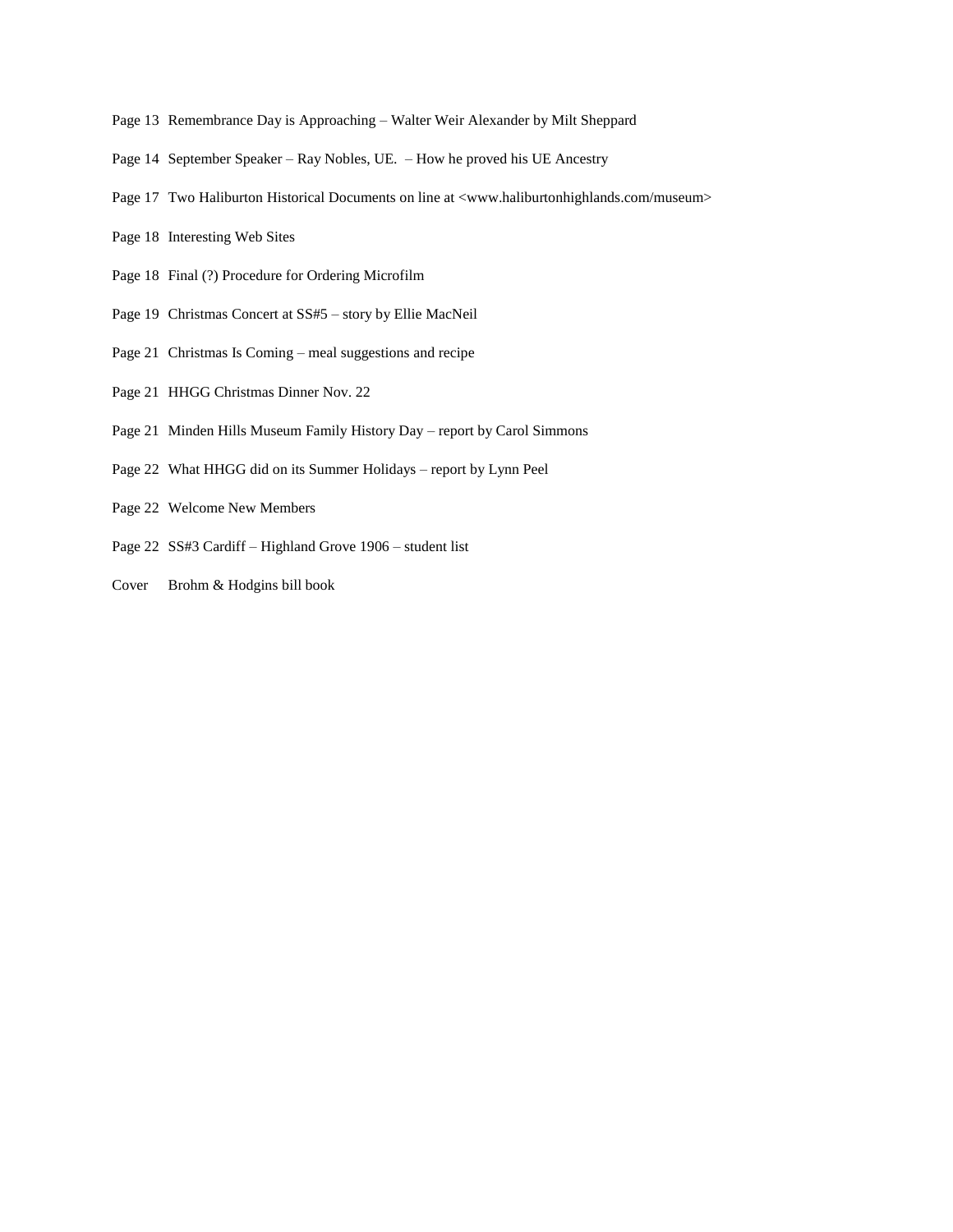Page 13 Remembrance Day is Approaching – Walter Weir Alexander by Milt Sheppard

Page 14 September Speaker – Ray Nobles, UE. – How he proved his UE Ancestry

Page 17 Two Haliburton Historical Documents on line at <www.haliburtonhighlands.com/museum>

Page 18 Interesting Web Sites

Page 18 Final (?) Procedure for Ordering Microfilm

Page 19 Christmas Concert at SS#5 – story by Ellie MacNeil

Page 21 Christmas Is Coming – meal suggestions and recipe

Page 21 HHGG Christmas Dinner Nov. 22

Page 21 Minden Hills Museum Family History Day – report by Carol Simmons

Page 22 What HHGG did on its Summer Holidays – report by Lynn Peel

Page 22 Welcome New Members

Page 22 SS#3 Cardiff – Highland Grove 1906 – student list

Cover Brohm & Hodgins bill book